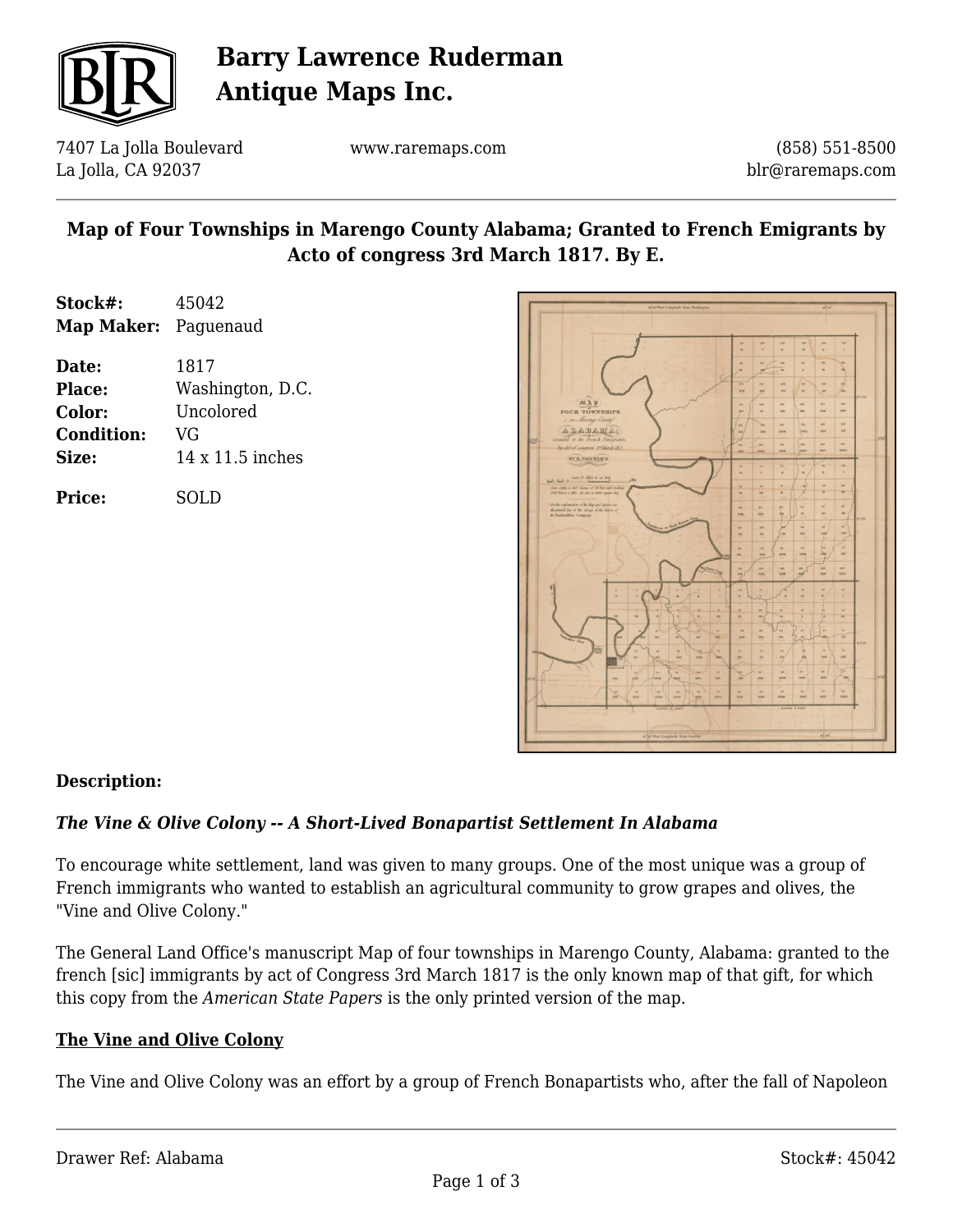# Map of Four Townships in Marengo County Alabama; Granted to French Emigrants by Acto of congress 3rd March 1817. By E.

**Stock#:** 45042
**Map Maker:** Paguenaud

**Date:** 1817
**Place:** Washington, D.C.
**Color:** Uncolored
**Condition:** VG
**Size:** 14 x 11.5 inches

**Price:** SOLD

**Description:**

***The Vine & Olive Colony -- A Short-Lived Bonapartist Settlement In Alabama***

To encourage white settlement, land was given to many groups. One of the most unique was a group of French immigrants who wanted to establish an agricultural community to grow grapes and olives, the "Vine and Olive Colony."

The General Land Office's manuscript Map of four townships in Marengo County, Alabama: granted to the french [sic] immigrants by act of Congress 3rd March 1817 is the only known map of that gift, for which this copy from the *American State Papers* is the only printed version of the map.

## The Vine and Olive Colony

The Vine and Olive Colony was an effort by a group of French Bonapartists who, after the fall of Napoleon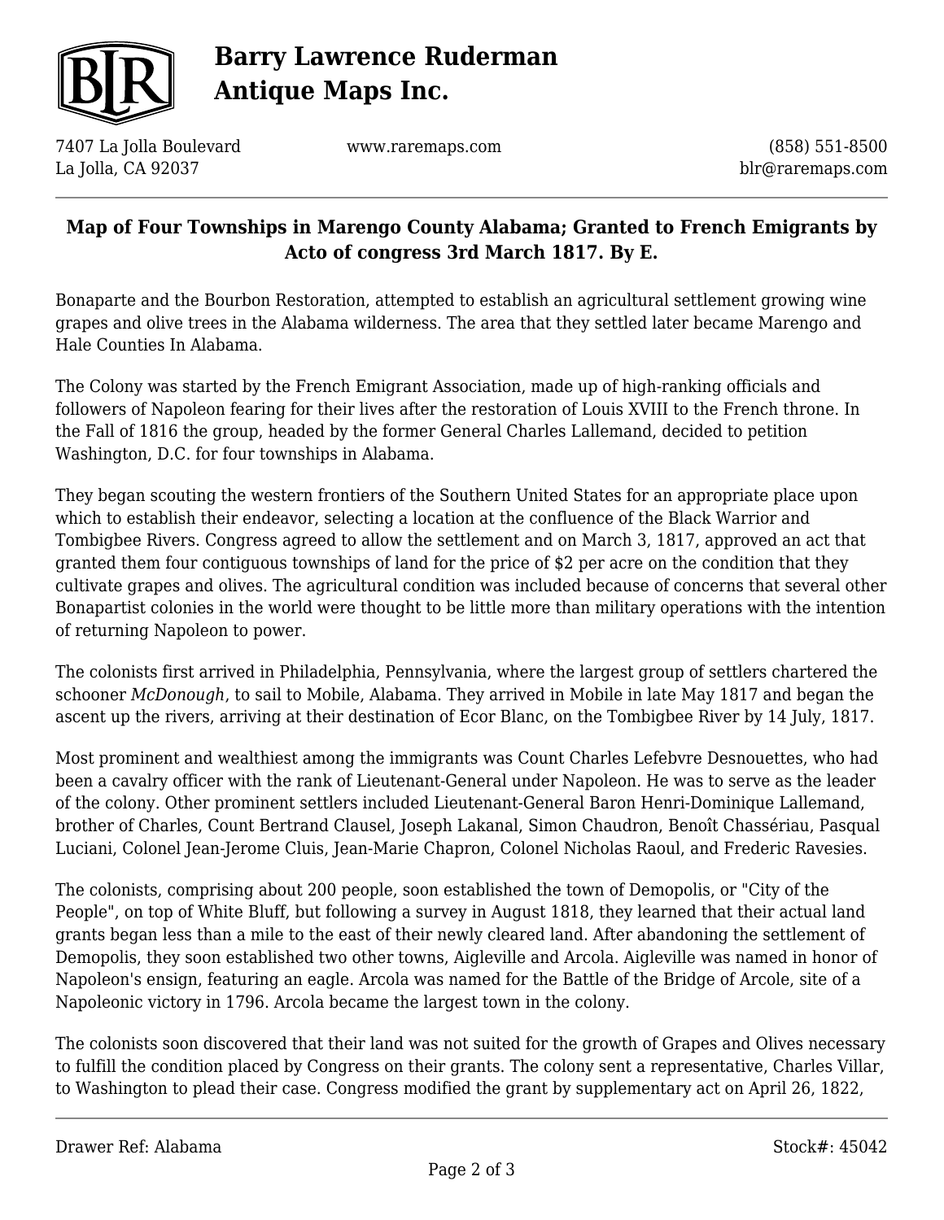## Map of Four Townships in Marengo County Alabama; Granted to French Emigrants by Acto of congress 3rd March 1817. By E.

Bonaparte and the Bourbon Restoration, attempted to establish an agricultural settlement growing wine grapes and olive trees in the Alabama wilderness. The area that they settled later became Marengo and Hale Counties In Alabama.

The Colony was started by the French Emigrant Association, made up of high-ranking officials and followers of Napoleon fearing for their lives after the restoration of Louis XVIII to the French throne. In the Fall of 1816 the group, headed by the former General Charles Lallemand, decided to petition Washington, D.C. for four townships in Alabama.

They began scouting the western frontiers of the Southern United States for an appropriate place upon which to establish their endeavor, selecting a location at the confluence of the Black Warrior and Tombigbee Rivers. Congress agreed to allow the settlement and on March 3, 1817, approved an act that granted them four contiguous townships of land for the price of $2 per acre on the condition that they cultivate grapes and olives. The agricultural condition was included because of concerns that several other Bonapartist colonies in the world were thought to be little more than military operations with the intention of returning Napoleon to power.

The colonists first arrived in Philadelphia, Pennsylvania, where the largest group of settlers chartered the schooner *McDonough*, to sail to Mobile, Alabama. They arrived in Mobile in late May 1817 and began the ascent up the rivers, arriving at their destination of Ecor Blanc, on the Tombigbee River by 14 July, 1817.

Most prominent and wealthiest among the immigrants was Count Charles Lefebvre Desnouettes, who had been a cavalry officer with the rank of Lieutenant-General under Napoleon. He was to serve as the leader of the colony. Other prominent settlers included Lieutenant-General Baron Henri-Dominique Lallemand, brother of Charles, Count Bertrand Clausel, Joseph Lakanal, Simon Chaudron, Benoît Chassériau, Pasqual Luciani, Colonel Jean-Jerome Cluis, Jean-Marie Chapron, Colonel Nicholas Raoul, and Frederic Ravesies.

The colonists, comprising about 200 people, soon established the town of Demopolis, or "City of the People", on top of White Bluff, but following a survey in August 1818, they learned that their actual land grants began less than a mile to the east of their newly cleared land. After abandoning the settlement of Demopolis, they soon established two other towns, Aigleville and Arcola. Aigleville was named in honor of Napoleon's ensign, featuring an eagle. Arcola was named for the Battle of the Bridge of Arcole, site of a Napoleonic victory in 1796. Arcola became the largest town in the colony.

The colonists soon discovered that their land was not suited for the growth of Grapes and Olives necessary to fulfill the condition placed by Congress on their grants. The colony sent a representative, Charles Villar, to Washington to plead their case. Congress modified the grant by supplementary act on April 26, 1822,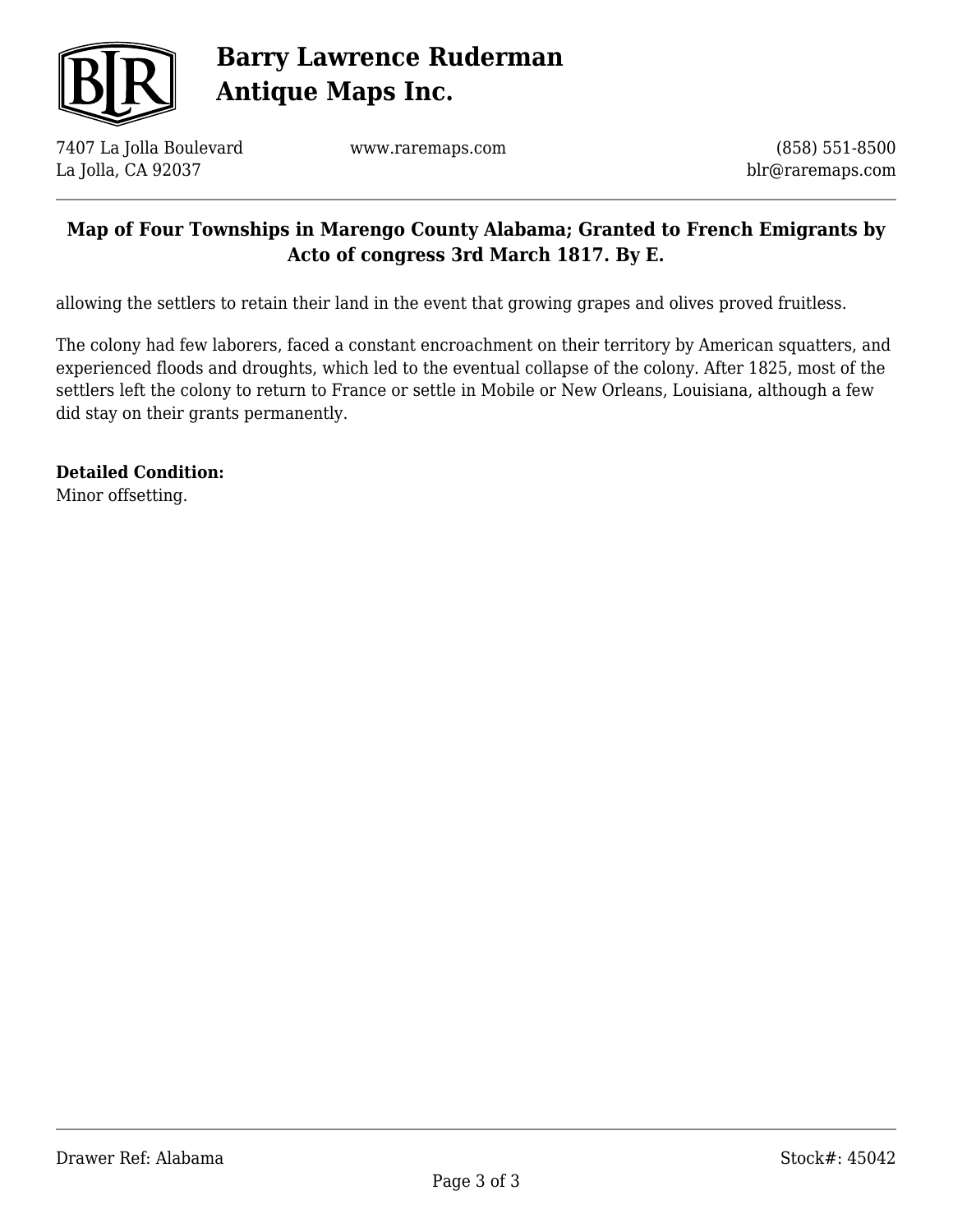allowing the settlers to retain their land in the event that growing grapes and olives proved fruitless.

The colony had few laborers, faced a constant encroachment on their territory by American squatters, and experienced floods and droughts, which led to the eventual collapse of the colony. After 1825, most of the settlers left the colony to return to France or settle in Mobile or New Orleans, Louisiana, although a few did stay on their grants permanently.

**Detailed Condition:**
Minor offsetting.